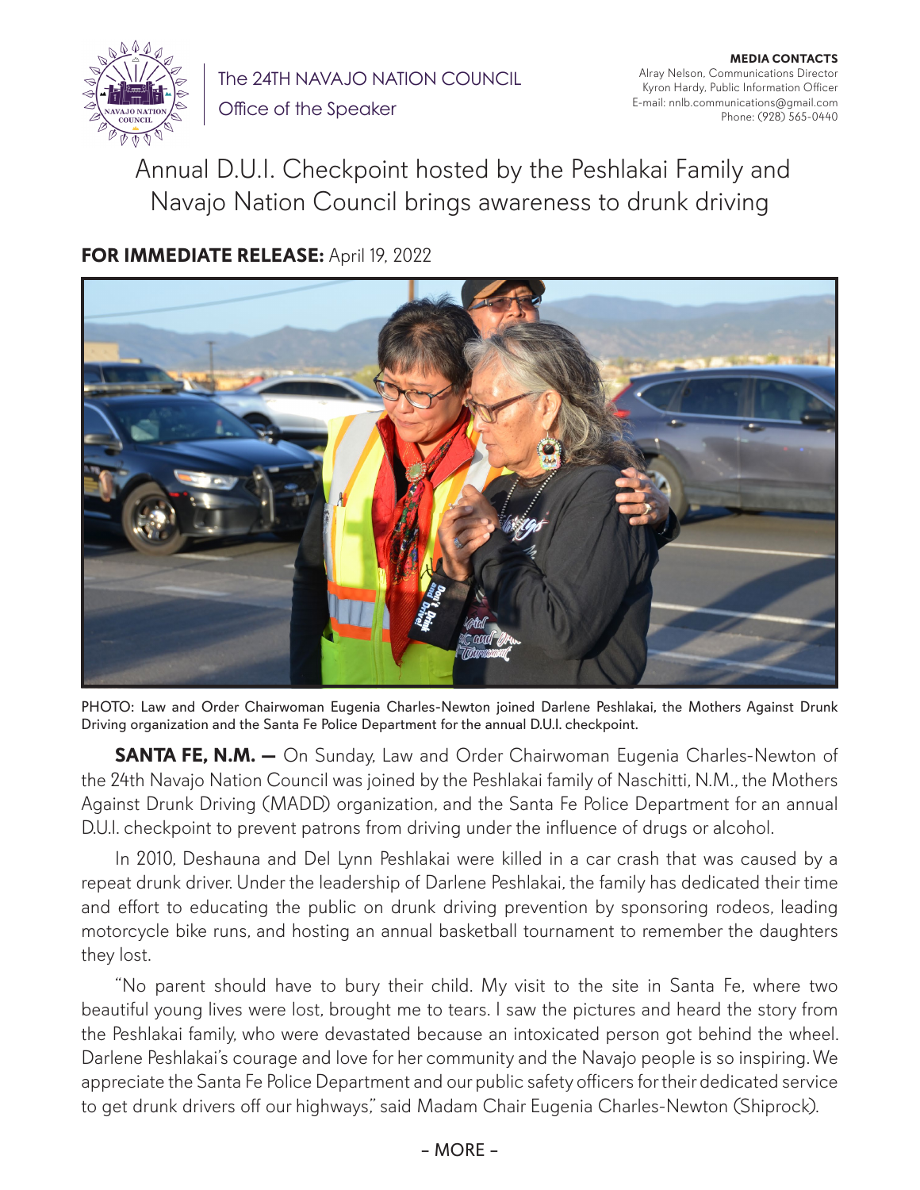The 24TH NAVAJO NATION COUNCIL
Office of the Speaker

**MEDIA CONTACTS**
Alray Nelson, Communications Director
Kyron Hardy, Public Information Officer
E-mail: nnlb.communications@gmail.com
Phone: (928) 565-0440

# Annual D.U.I. Checkpoint hosted by the Peshlakai Family and Navajo Nation Council brings awareness to drunk driving

**FOR IMMEDIATE RELEASE:** April 19, 2022

PHOTO: Law and Order Chairwoman Eugenia Charles-Newton joined Darlene Peshlakai, the Mothers Against Drunk Driving organization and the Santa Fe Police Department for the annual D.U.I. checkpoint.

**SANTA FE, N.M. —** On Sunday, Law and Order Chairwoman Eugenia Charles-Newton of the 24th Navajo Nation Council was joined by the Peshlakai family of Naschitti, N.M., the Mothers Against Drunk Driving (MADD) organization, and the Santa Fe Police Department for an annual D.U.I. checkpoint to prevent patrons from driving under the influence of drugs or alcohol.

In 2010, Deshauna and Del Lynn Peshlakai were killed in a car crash that was caused by a repeat drunk driver. Under the leadership of Darlene Peshlakai, the family has dedicated their time and effort to educating the public on drunk driving prevention by sponsoring rodeos, leading motorcycle bike runs, and hosting an annual basketball tournament to remember the daughters they lost.

"No parent should have to bury their child. My visit to the site in Santa Fe, where two beautiful young lives were lost, brought me to tears. I saw the pictures and heard the story from the Peshlakai family, who were devastated because an intoxicated person got behind the wheel. Darlene Peshlakai's courage and love for her community and the Navajo people is so inspiring. We appreciate the Santa Fe Police Department and our public safety officers for their dedicated service to get drunk drivers off our highways," said Madam Chair Eugenia Charles-Newton (Shiprock).

– MORE –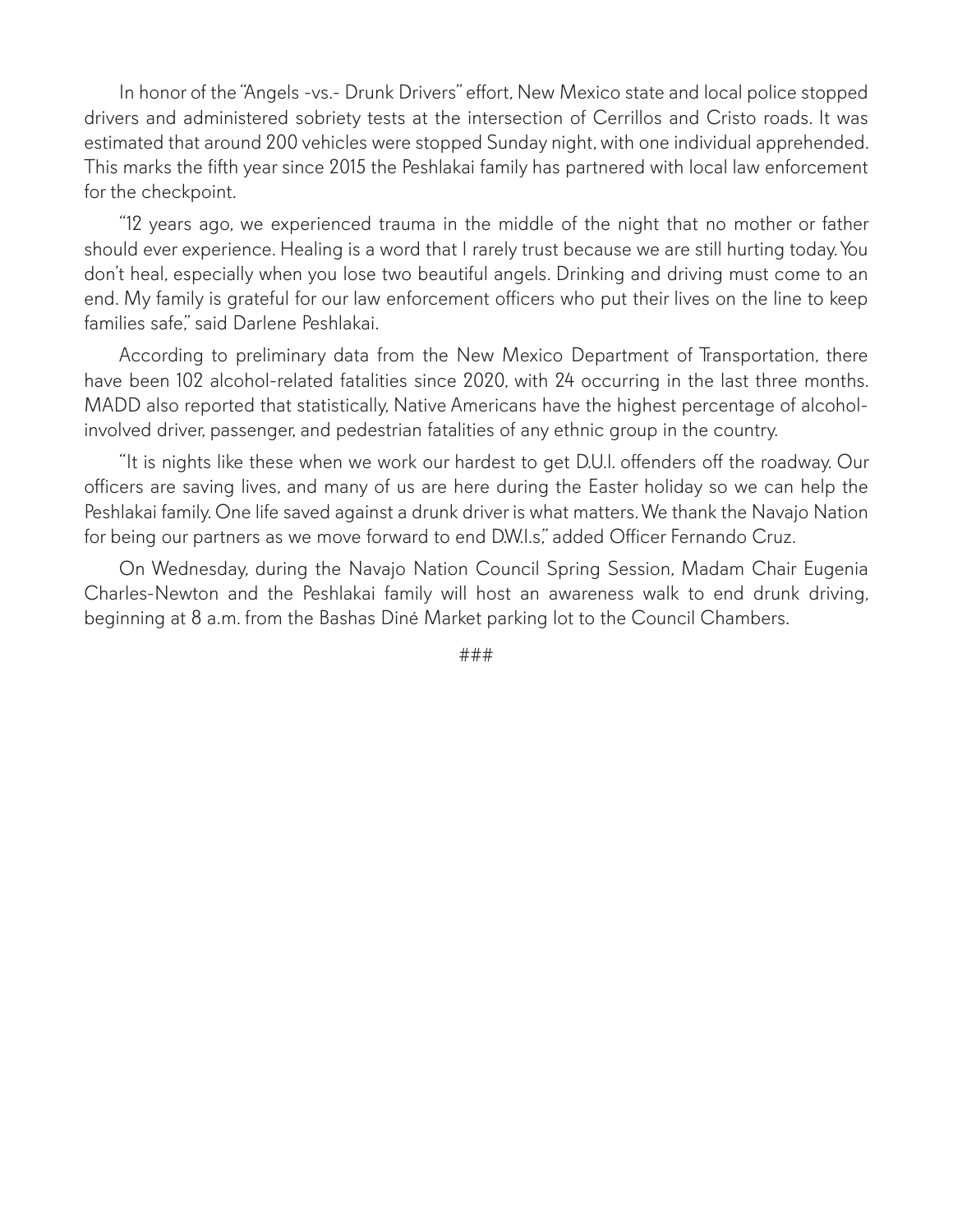In honor of the "Angels -vs.- Drunk Drivers" effort, New Mexico state and local police stopped drivers and administered sobriety tests at the intersection of Cerrillos and Cristo roads. It was estimated that around 200 vehicles were stopped Sunday night, with one individual apprehended. This marks the fifth year since 2015 the Peshlakai family has partnered with local law enforcement for the checkpoint.

"12 years ago, we experienced trauma in the middle of the night that no mother or father should ever experience. Healing is a word that I rarely trust because we are still hurting today. You don't heal, especially when you lose two beautiful angels. Drinking and driving must come to an end. My family is grateful for our law enforcement officers who put their lives on the line to keep families safe," said Darlene Peshlakai.

According to preliminary data from the New Mexico Department of Transportation, there have been 102 alcohol-related fatalities since 2020, with 24 occurring in the last three months. MADD also reported that statistically, Native Americans have the highest percentage of alcohol-involved driver, passenger, and pedestrian fatalities of any ethnic group in the country.

"It is nights like these when we work our hardest to get D.U.I. offenders off the roadway. Our officers are saving lives, and many of us are here during the Easter holiday so we can help the Peshlakai family. One life saved against a drunk driver is what matters. We thank the Navajo Nation for being our partners as we move forward to end D.W.I.s," added Officer Fernando Cruz.

On Wednesday, during the Navajo Nation Council Spring Session, Madam Chair Eugenia Charles-Newton and the Peshlakai family will host an awareness walk to end drunk driving, beginning at 8 a.m. from the Bashas Diné Market parking lot to the Council Chambers.

###